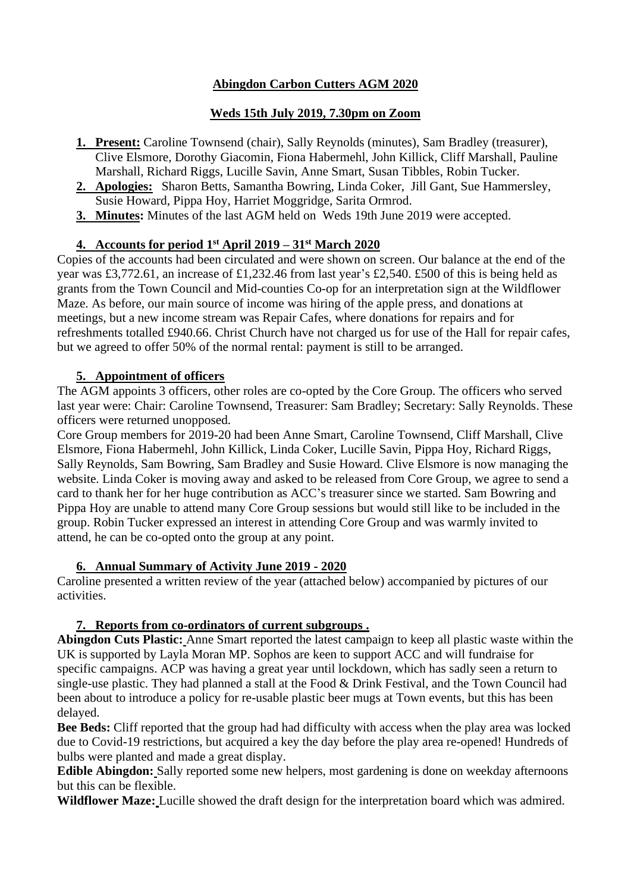# Abingdon Carbon Cutters AGM 2020

## Weds 15th July 2019, 7.30pm on Zoom

1. **Present:** Caroline Townsend (chair), Sally Reynolds (minutes), Sam Bradley (treasurer), Clive Elsmore, Dorothy Giacomin, Fiona Habermehl, John Killick, Cliff Marshall, Pauline Marshall, Richard Riggs, Lucille Savin, Anne Smart, Susan Tibbles, Robin Tucker.
2. **Apologies:** Sharon Betts, Samantha Bowring, Linda Coker, Jill Gant, Sue Hammersley, Susie Howard, Pippa Hoy, Harriet Moggridge, Sarita Ormrod.
3. **Minutes:** Minutes of the last AGM held on Weds 19th June 2019 were accepted.

### 4. Accounts for period 1st April 2019 – 31st March 2020

Copies of the accounts had been circulated and were shown on screen. Our balance at the end of the year was £3,772.61, an increase of £1,232.46 from last year's £2,540. £500 of this is being held as grants from the Town Council and Mid-counties Co-op for an interpretation sign at the Wildflower Maze. As before, our main source of income was hiring of the apple press, and donations at meetings, but a new income stream was Repair Cafes, where donations for repairs and for refreshments totalled £940.66. Christ Church have not charged us for use of the Hall for repair cafes, but we agreed to offer 50% of the normal rental: payment is still to be arranged.

### 5. Appointment of officers

The AGM appoints 3 officers, other roles are co-opted by the Core Group. The officers who served last year were: Chair: Caroline Townsend, Treasurer: Sam Bradley; Secretary: Sally Reynolds. These officers were returned unopposed.

Core Group members for 2019-20 had been Anne Smart, Caroline Townsend, Cliff Marshall, Clive Elsmore, Fiona Habermehl, John Killick, Linda Coker, Lucille Savin, Pippa Hoy, Richard Riggs, Sally Reynolds, Sam Bowring, Sam Bradley and Susie Howard. Clive Elsmore is now managing the website. Linda Coker is moving away and asked to be released from Core Group, we agree to send a card to thank her for her huge contribution as ACC's treasurer since we started. Sam Bowring and Pippa Hoy are unable to attend many Core Group sessions but would still like to be included in the group. Robin Tucker expressed an interest in attending Core Group and was warmly invited to attend, he can be co-opted onto the group at any point.

### 6. Annual Summary of Activity June 2019 - 2020

Caroline presented a written review of the year (attached below) accompanied by pictures of our activities.

### 7. Reports from co-ordinators of current subgroups .

**Abingdon Cuts Plastic:** Anne Smart reported the latest campaign to keep all plastic waste within the UK is supported by Layla Moran MP. Sophos are keen to support ACC and will fundraise for specific campaigns. ACP was having a great year until lockdown, which has sadly seen a return to single-use plastic. They had planned a stall at the Food & Drink Festival, and the Town Council had been about to introduce a policy for re-usable plastic beer mugs at Town events, but this has been delayed.

**Bee Beds:** Cliff reported that the group had had difficulty with access when the play area was locked due to Covid-19 restrictions, but acquired a key the day before the play area re-opened! Hundreds of bulbs were planted and made a great display.

**Edible Abingdon:** Sally reported some new helpers, most gardening is done on weekday afternoons but this can be flexible.

**Wildflower Maze:** Lucille showed the draft design for the interpretation board which was admired.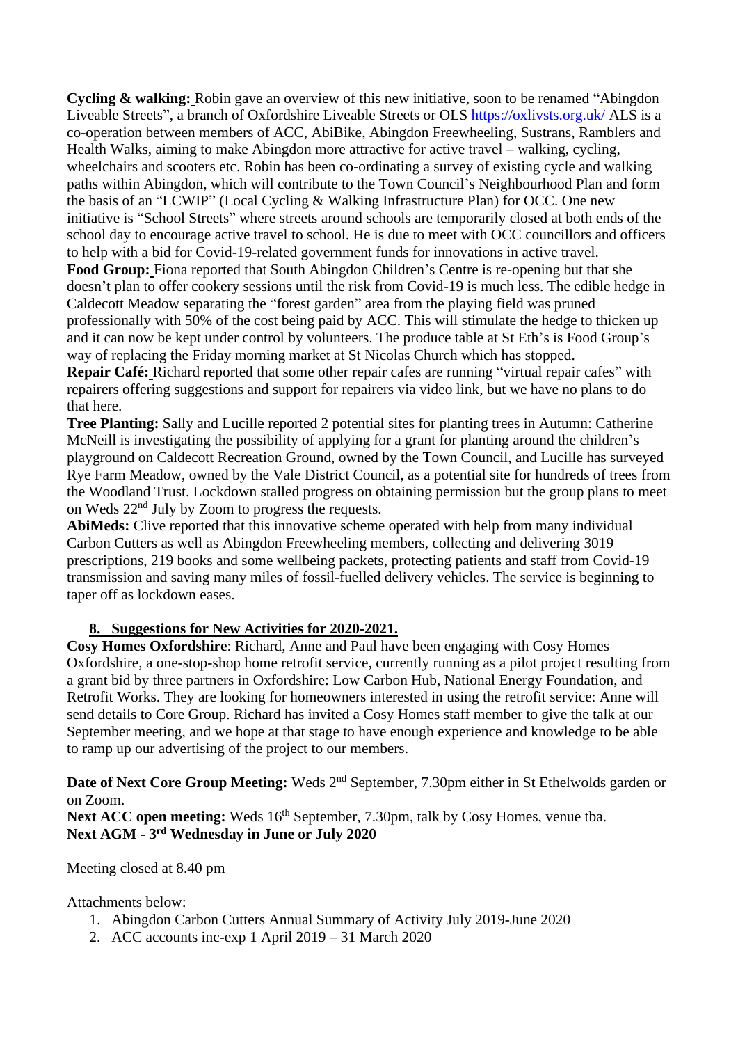**Cycling & walking:** Robin gave an overview of this new initiative, soon to be renamed "Abingdon Liveable Streets", a branch of Oxfordshire Liveable Streets or OLS https://oxlivsts.org.uk/ ALS is a co-operation between members of ACC, AbiBike, Abingdon Freewheeling, Sustrans, Ramblers and Health Walks, aiming to make Abingdon more attractive for active travel – walking, cycling, wheelchairs and scooters etc. Robin has been co-ordinating a survey of existing cycle and walking paths within Abingdon, which will contribute to the Town Council's Neighbourhood Plan and form the basis of an "LCWIP" (Local Cycling & Walking Infrastructure Plan) for OCC. One new initiative is "School Streets" where streets around schools are temporarily closed at both ends of the school day to encourage active travel to school. He is due to meet with OCC councillors and officers to help with a bid for Covid-19-related government funds for innovations in active travel.

**Food Group:** Fiona reported that South Abingdon Children's Centre is re-opening but that she doesn't plan to offer cookery sessions until the risk from Covid-19 is much less. The edible hedge in Caldecott Meadow separating the "forest garden" area from the playing field was pruned professionally with 50% of the cost being paid by ACC. This will stimulate the hedge to thicken up and it can now be kept under control by volunteers. The produce table at St Eth's is Food Group's way of replacing the Friday morning market at St Nicolas Church which has stopped.

**Repair Café:** Richard reported that some other repair cafes are running "virtual repair cafes" with repairers offering suggestions and support for repairers via video link, but we have no plans to do that here.

**Tree Planting:** Sally and Lucille reported 2 potential sites for planting trees in Autumn: Catherine McNeill is investigating the possibility of applying for a grant for planting around the children's playground on Caldecott Recreation Ground, owned by the Town Council, and Lucille has surveyed Rye Farm Meadow, owned by the Vale District Council, as a potential site for hundreds of trees from the Woodland Trust. Lockdown stalled progress on obtaining permission but the group plans to meet on Weds 22nd July by Zoom to progress the requests.

**AbiMeds:** Clive reported that this innovative scheme operated with help from many individual Carbon Cutters as well as Abingdon Freewheeling members, collecting and delivering 3019 prescriptions, 219 books and some wellbeing packets, protecting patients and staff from Covid-19 transmission and saving many miles of fossil-fuelled delivery vehicles. The service is beginning to taper off as lockdown eases.

## 8. Suggestions for New Activities for 2020-2021.

**Cosy Homes Oxfordshire**: Richard, Anne and Paul have been engaging with Cosy Homes Oxfordshire, a one-stop-shop home retrofit service, currently running as a pilot project resulting from a grant bid by three partners in Oxfordshire: Low Carbon Hub, National Energy Foundation, and Retrofit Works. They are looking for homeowners interested in using the retrofit service: Anne will send details to Core Group. Richard has invited a Cosy Homes staff member to give the talk at our September meeting, and we hope at that stage to have enough experience and knowledge to be able to ramp up our advertising of the project to our members.

**Date of Next Core Group Meeting:** Weds 2nd September, 7.30pm either in St Ethelwolds garden or on Zoom.

**Next ACC open meeting:** Weds 16th September, 7.30pm, talk by Cosy Homes, venue tba.

**Next AGM - 3rd Wednesday in June or July 2020**

Meeting closed at 8.40 pm

Attachments below:

1. Abingdon Carbon Cutters Annual Summary of Activity July 2019-June 2020
2. ACC accounts inc-exp 1 April 2019 – 31 March 2020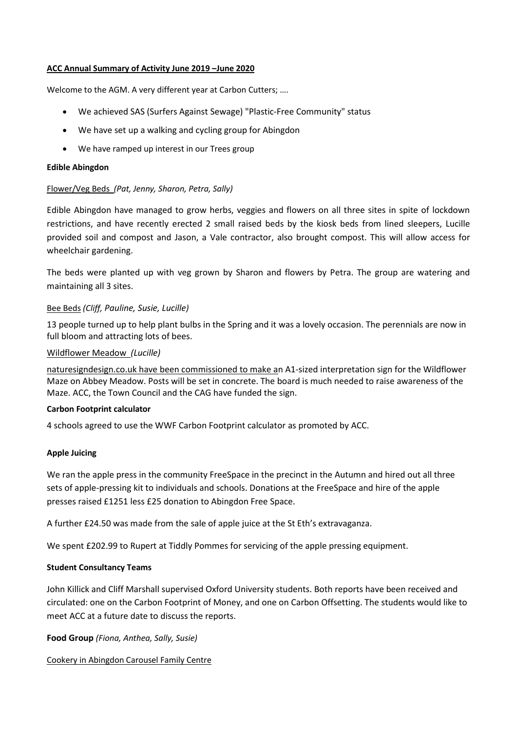**ACC Annual Summary of Activity June 2019 –June 2020**

Welcome to the AGM. A very different year at Carbon Cutters; ….

- We achieved SAS (Surfers Against Sewage) "Plastic-Free Community" status
- We have set up a walking and cycling group for Abingdon
- We have ramped up interest in our Trees group

**Edible Abingdon**

Flower/Veg Beds *(Pat, Jenny, Sharon, Petra, Sally)*

Edible Abingdon have managed to grow herbs, veggies and flowers on all three sites in spite of lockdown restrictions, and have recently erected 2 small raised beds by the kiosk beds from lined sleepers, Lucille provided soil and compost and Jason, a Vale contractor, also brought compost. This will allow access for wheelchair gardening.

The beds were planted up with veg grown by Sharon and flowers by Petra. The group are watering and maintaining all 3 sites.

Bee Beds *(Cliff, Pauline, Susie, Lucille)*

13 people turned up to help plant bulbs in the Spring and it was a lovely occasion. The perennials are now in full bloom and attracting lots of bees.

Wildflower Meadow *(Lucille)*

naturesigndesign.co.uk have been commissioned to make an A1-sized interpretation sign for the Wildflower Maze on Abbey Meadow. Posts will be set in concrete. The board is much needed to raise awareness of the Maze. ACC, the Town Council and the CAG have funded the sign.

**Carbon Footprint calculator**

4 schools agreed to use the WWF Carbon Footprint calculator as promoted by ACC.

**Apple Juicing**

We ran the apple press in the community FreeSpace in the precinct in the Autumn and hired out all three sets of apple-pressing kit to individuals and schools. Donations at the FreeSpace and hire of the apple presses raised £1251 less £25 donation to Abingdon Free Space.

A further £24.50 was made from the sale of apple juice at the St Eth's extravaganza.

We spent £202.99 to Rupert at Tiddly Pommes for servicing of the apple pressing equipment.

**Student Consultancy Teams**

John Killick and Cliff Marshall supervised Oxford University students. Both reports have been received and circulated: one on the Carbon Footprint of Money, and one on Carbon Offsetting. The students would like to meet ACC at a future date to discuss the reports.

**Food Group** *(Fiona, Anthea, Sally, Susie)*

Cookery in Abingdon Carousel Family Centre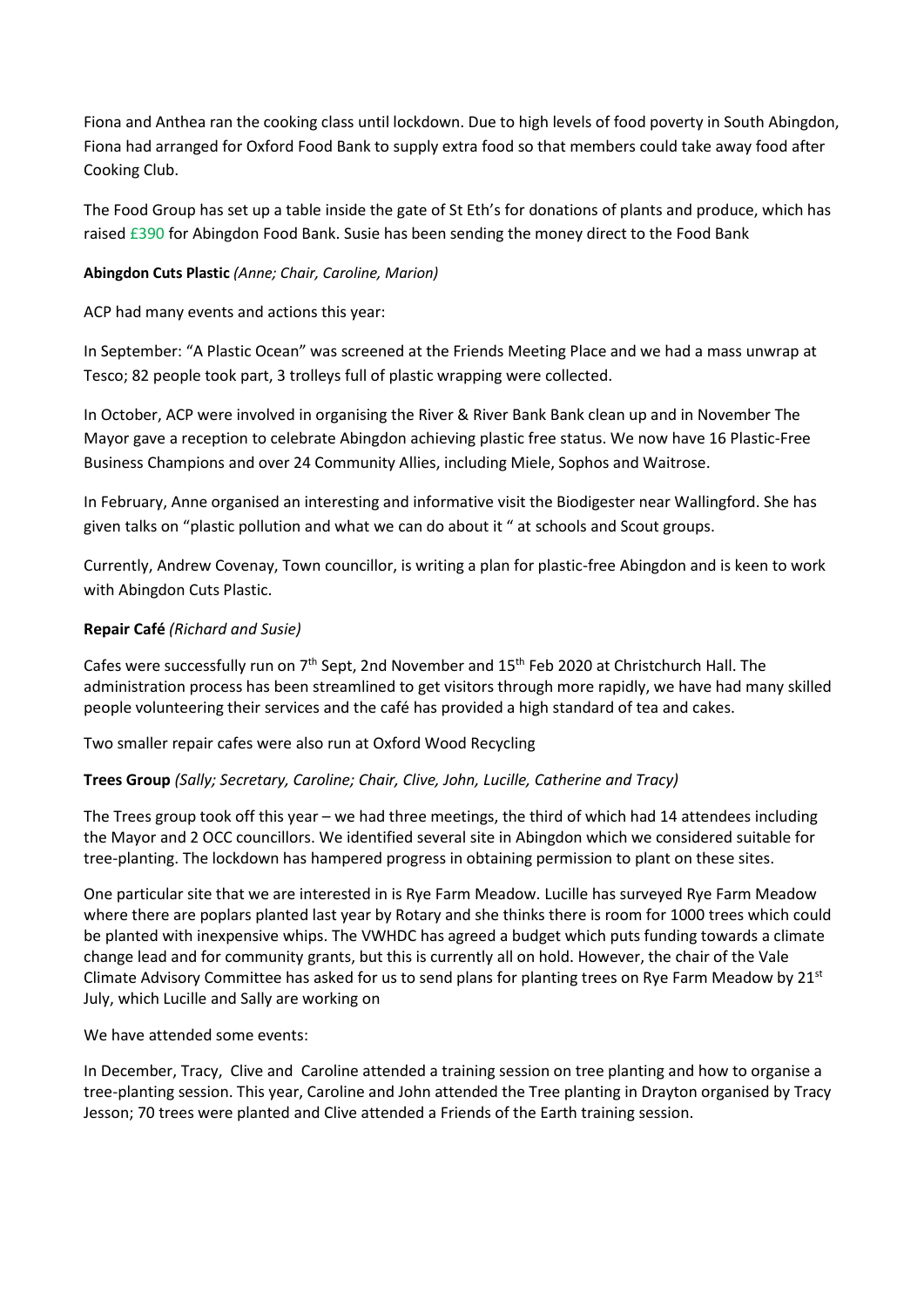Fiona and Anthea ran the cooking class until lockdown. Due to high levels of food poverty in South Abingdon, Fiona had arranged for Oxford Food Bank to supply extra food so that members could take away food after Cooking Club.

The Food Group has set up a table inside the gate of St Eth's for donations of plants and produce, which has raised £390 for Abingdon Food Bank. Susie has been sending the money direct to the Food Bank

**Abingdon Cuts Plastic** *(Anne; Chair, Caroline, Marion)*

ACP had many events and actions this year:

In September: "A Plastic Ocean" was screened at the Friends Meeting Place and we had a mass unwrap at Tesco; 82 people took part, 3 trolleys full of plastic wrapping were collected.

In October, ACP were involved in organising the River & River Bank Bank clean up and in November The Mayor gave a reception to celebrate Abingdon achieving plastic free status. We now have 16 Plastic-Free Business Champions and over 24 Community Allies, including Miele, Sophos and Waitrose.

In February, Anne organised an interesting and informative visit the Biodigester near Wallingford. She has given talks on "plastic pollution and what we can do about it " at schools and Scout groups.

Currently, Andrew Covenay, Town councillor, is writing a plan for plastic-free Abingdon and is keen to work with Abingdon Cuts Plastic.

**Repair Café** *(Richard and Susie)*

Cafes were successfully run on 7th Sept, 2nd November and 15th Feb 2020 at Christchurch Hall. The administration process has been streamlined to get visitors through more rapidly, we have had many skilled people volunteering their services and the café has provided a high standard of tea and cakes.

Two smaller repair cafes were also run at Oxford Wood Recycling

**Trees Group** *(Sally; Secretary, Caroline; Chair, Clive, John, Lucille, Catherine and Tracy)*

The Trees group took off this year – we had three meetings, the third of which had 14 attendees including the Mayor and 2 OCC councillors. We identified several site in Abingdon which we considered suitable for tree-planting. The lockdown has hampered progress in obtaining permission to plant on these sites.

One particular site that we are interested in is Rye Farm Meadow. Lucille has surveyed Rye Farm Meadow where there are poplars planted last year by Rotary and she thinks there is room for 1000 trees which could be planted with inexpensive whips. The VWHDC has agreed a budget which puts funding towards a climate change lead and for community grants, but this is currently all on hold. However, the chair of the Vale Climate Advisory Committee has asked for us to send plans for planting trees on Rye Farm Meadow by 21st July, which Lucille and Sally are working on

We have attended some events:

In December, Tracy, Clive and Caroline attended a training session on tree planting and how to organise a tree-planting session. This year, Caroline and John attended the Tree planting in Drayton organised by Tracy Jesson; 70 trees were planted and Clive attended a Friends of the Earth training session.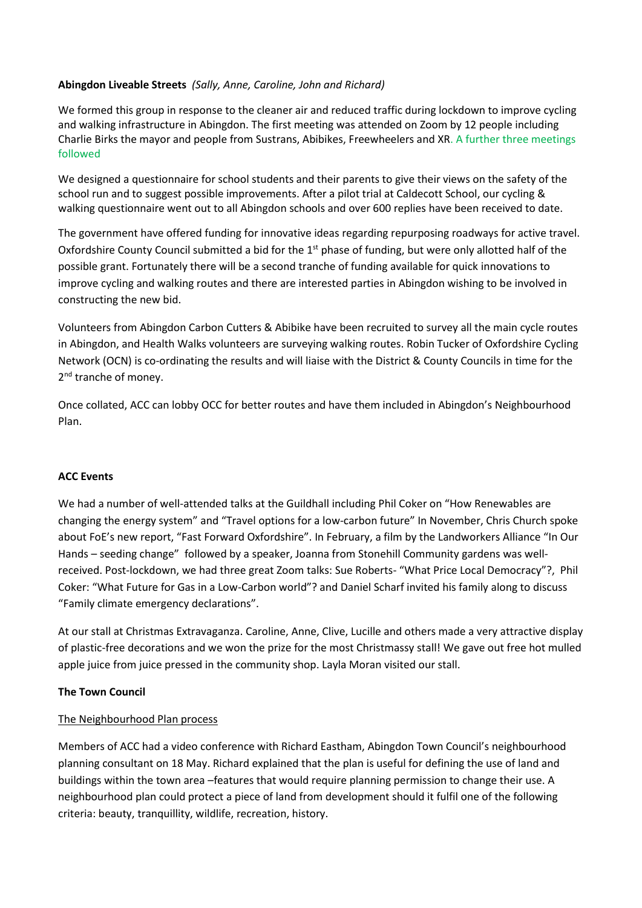**Abingdon Liveable Streets** *(Sally, Anne, Caroline, John and Richard)*

We formed this group in response to the cleaner air and reduced traffic during lockdown to improve cycling and walking infrastructure in Abingdon. The first meeting was attended on Zoom by 12 people including Charlie Birks the mayor and people from Sustrans, Abibikes, Freewheelers and XR. A further three meetings followed

We designed a questionnaire for school students and their parents to give their views on the safety of the school run and to suggest possible improvements. After a pilot trial at Caldecott School, our cycling & walking questionnaire went out to all Abingdon schools and over 600 replies have been received to date.

The government have offered funding for innovative ideas regarding repurposing roadways for active travel. Oxfordshire County Council submitted a bid for the 1st phase of funding, but were only allotted half of the possible grant. Fortunately there will be a second tranche of funding available for quick innovations to improve cycling and walking routes and there are interested parties in Abingdon wishing to be involved in constructing the new bid.

Volunteers from Abingdon Carbon Cutters & Abibike have been recruited to survey all the main cycle routes in Abingdon, and Health Walks volunteers are surveying walking routes. Robin Tucker of Oxfordshire Cycling Network (OCN) is co-ordinating the results and will liaise with the District & County Councils in time for the 2nd tranche of money.

Once collated, ACC can lobby OCC for better routes and have them included in Abingdon's Neighbourhood Plan.

**ACC Events**

We had a number of well-attended talks at the Guildhall including Phil Coker on "How Renewables are changing the energy system" and "Travel options for a low-carbon future" In November, Chris Church spoke about FoE's new report, "Fast Forward Oxfordshire". In February, a film by the Landworkers Alliance "In Our Hands – seeding change" followed by a speaker, Joanna from Stonehill Community gardens was well-received. Post-lockdown, we had three great Zoom talks: Sue Roberts- "What Price Local Democracy"?, Phil Coker: "What Future for Gas in a Low-Carbon world"? and Daniel Scharf invited his family along to discuss "Family climate emergency declarations".

At our stall at Christmas Extravaganza. Caroline, Anne, Clive, Lucille and others made a very attractive display of plastic-free decorations and we won the prize for the most Christmassy stall! We gave out free hot mulled apple juice from juice pressed in the community shop. Layla Moran visited our stall.

**The Town Council**

The Neighbourhood Plan process

Members of ACC had a video conference with Richard Eastham, Abingdon Town Council's neighbourhood planning consultant on 18 May. Richard explained that the plan is useful for defining the use of land and buildings within the town area –features that would require planning permission to change their use. A neighbourhood plan could protect a piece of land from development should it fulfil one of the following criteria: beauty, tranquillity, wildlife, recreation, history.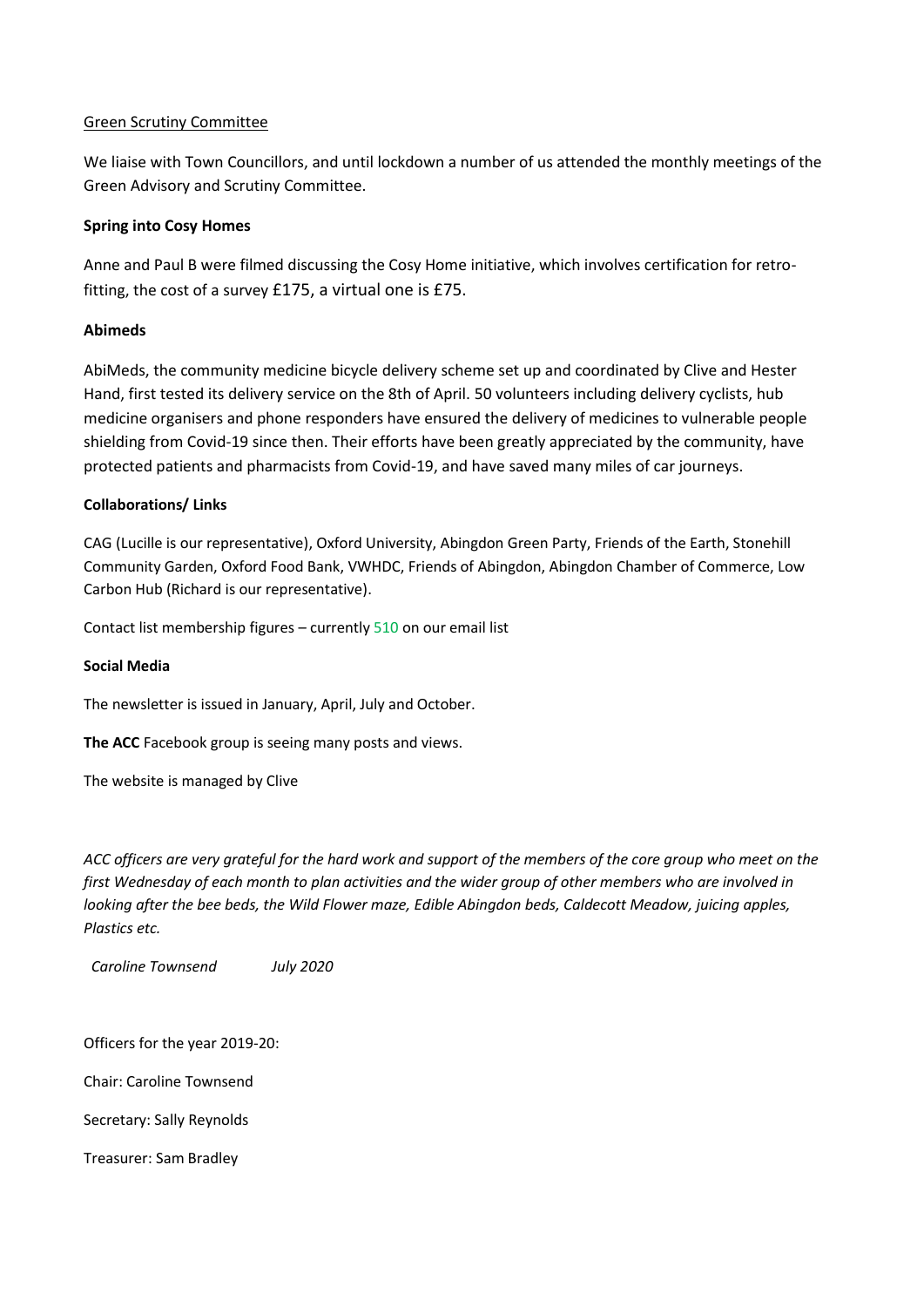Green Scrutiny Committee

We liaise with Town Councillors, and until lockdown a number of us attended the monthly meetings of the Green Advisory and Scrutiny Committee.

**Spring into Cosy Homes**

Anne and Paul B were filmed discussing the Cosy Home initiative, which involves certification for retro-fitting, the cost of a survey £175, a virtual one is £75.

**Abimeds**

AbiMeds, the community medicine bicycle delivery scheme set up and coordinated by Clive and Hester Hand, first tested its delivery service on the 8th of April. 50 volunteers including delivery cyclists, hub medicine organisers and phone responders have ensured the delivery of medicines to vulnerable people shielding from Covid-19 since then. Their efforts have been greatly appreciated by the community, have protected patients and pharmacists from Covid-19, and have saved many miles of car journeys.

**Collaborations/ Links**

CAG (Lucille is our representative), Oxford University, Abingdon Green Party, Friends of the Earth, Stonehill Community Garden, Oxford Food Bank, VWHDC, Friends of Abingdon, Abingdon Chamber of Commerce, Low Carbon Hub (Richard is our representative).

Contact list membership figures – currently 510 on our email list

**Social Media**

The newsletter is issued in January, April, July and October.

**The ACC** Facebook group is seeing many posts and views.

The website is managed by Clive

*ACC officers are very grateful for the hard work and support of the members of the core group who meet on the first Wednesday of each month to plan activities and the wider group of other members who are involved in looking after the bee beds, the Wild Flower maze, Edible Abingdon beds, Caldecott Meadow, juicing apples, Plastics etc.*

*Caroline Townsend July 2020*

Officers for the year 2019-20:

Chair: Caroline Townsend

Secretary: Sally Reynolds

Treasurer: Sam Bradley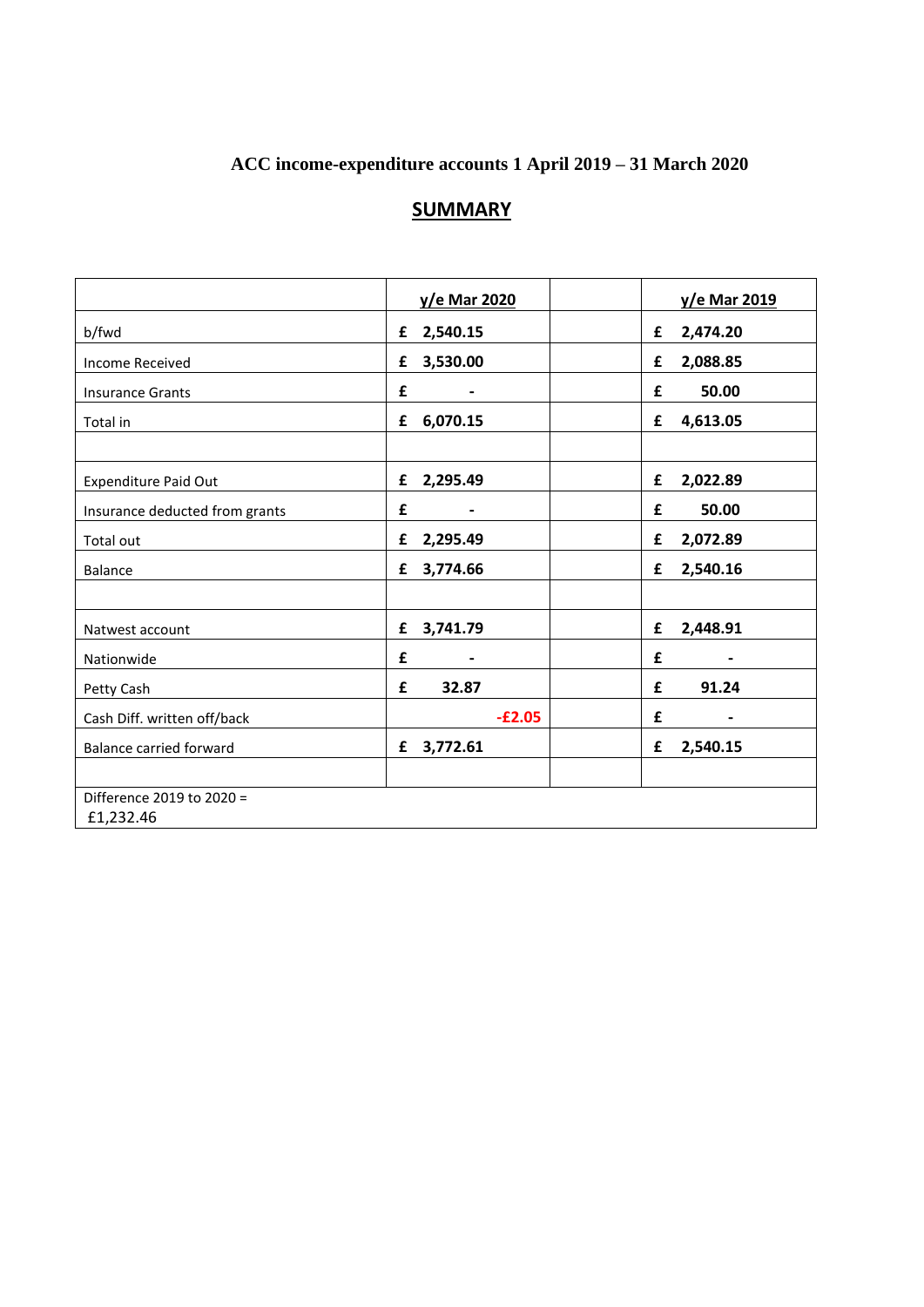# ACC income-expenditure accounts 1 April 2019 – 31 March 2020

## SUMMARY

| | y/e Mar 2020 | | y/e Mar 2019 |
|---|---|---|---|
| b/fwd | £ 2,540.15 | | £ 2,474.20 |
| Income Received | £ 3,530.00 | | £ 2,088.85 |
| Insurance Grants | £ - | | £ 50.00 |
| Total in | £ 6,070.15 | | £ 4,613.05 |
| | | | |
| Expenditure Paid Out | £ 2,295.49 | | £ 2,022.89 |
| Insurance deducted from grants | £ - | | £ 50.00 |
| Total out | £ 2,295.49 | | £ 2,072.89 |
| Balance | £ 3,774.66 | | £ 2,540.16 |
| | | | |
| Natwest account | £ 3,741.79 | | £ 2,448.91 |
| Nationwide | £ - | | £ - |
| Petty Cash | £ 32.87 | | £ 91.24 |
| Cash Diff. written off/back | -£2.05 | | £ - |
| Balance carried forward | £ 3,772.61 | | £ 2,540.15 |
| | | | |
| Difference 2019 to 2020 = £1,232.46 | | | |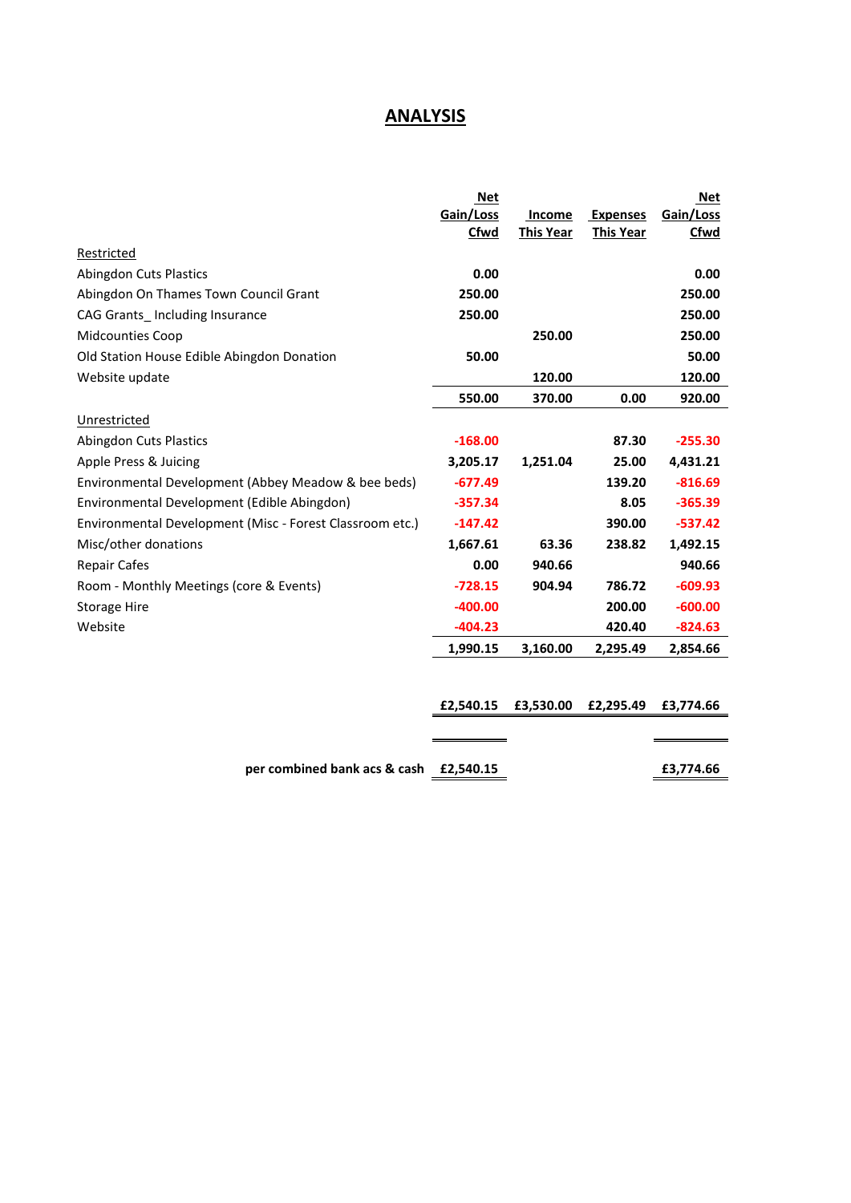# ANALYSIS

| | Net Gain/Loss Cfwd | Income This Year | Expenses This Year | Net Gain/Loss Cfwd |
|---|---|---|---|---|
| Restricted | | | | |
| Abingdon Cuts Plastics | 0.00 | | | 0.00 |
| Abingdon On Thames Town Council Grant | 250.00 | | | 250.00 |
| CAG Grants_ Including Insurance | 250.00 | | | 250.00 |
| Midcounties Coop | | 250.00 | | 250.00 |
| Old Station House Edible Abingdon Donation | 50.00 | | | 50.00 |
| Website update | | 120.00 | | 120.00 |
| | 550.00 | 370.00 | 0.00 | 920.00 |
| Unrestricted | | | | |
| Abingdon Cuts Plastics | -168.00 | | 87.30 | -255.30 |
| Apple Press & Juicing | 3,205.17 | 1,251.04 | 25.00 | 4,431.21 |
| Environmental Development (Abbey Meadow & bee beds) | -677.49 | | 139.20 | -816.69 |
| Environmental Development (Edible Abingdon) | -357.34 | | 8.05 | -365.39 |
| Environmental Development (Misc - Forest Classroom etc.) | -147.42 | | 390.00 | -537.42 |
| Misc/other donations | 1,667.61 | 63.36 | 238.82 | 1,492.15 |
| Repair Cafes | 0.00 | 940.66 | | 940.66 |
| Room - Monthly Meetings (core & Events) | -728.15 | 904.94 | 786.72 | -609.93 |
| Storage Hire | -400.00 | | 200.00 | -600.00 |
| Website | -404.23 | | 420.40 | -824.63 |
| | 1,990.15 | 3,160.00 | 2,295.49 | 2,854.66 |
| | £2,540.15 | £3,530.00 | £2,295.49 | £3,774.66 |
| **per combined bank acs & cash** | £2,540.15 | | | £3,774.66 |